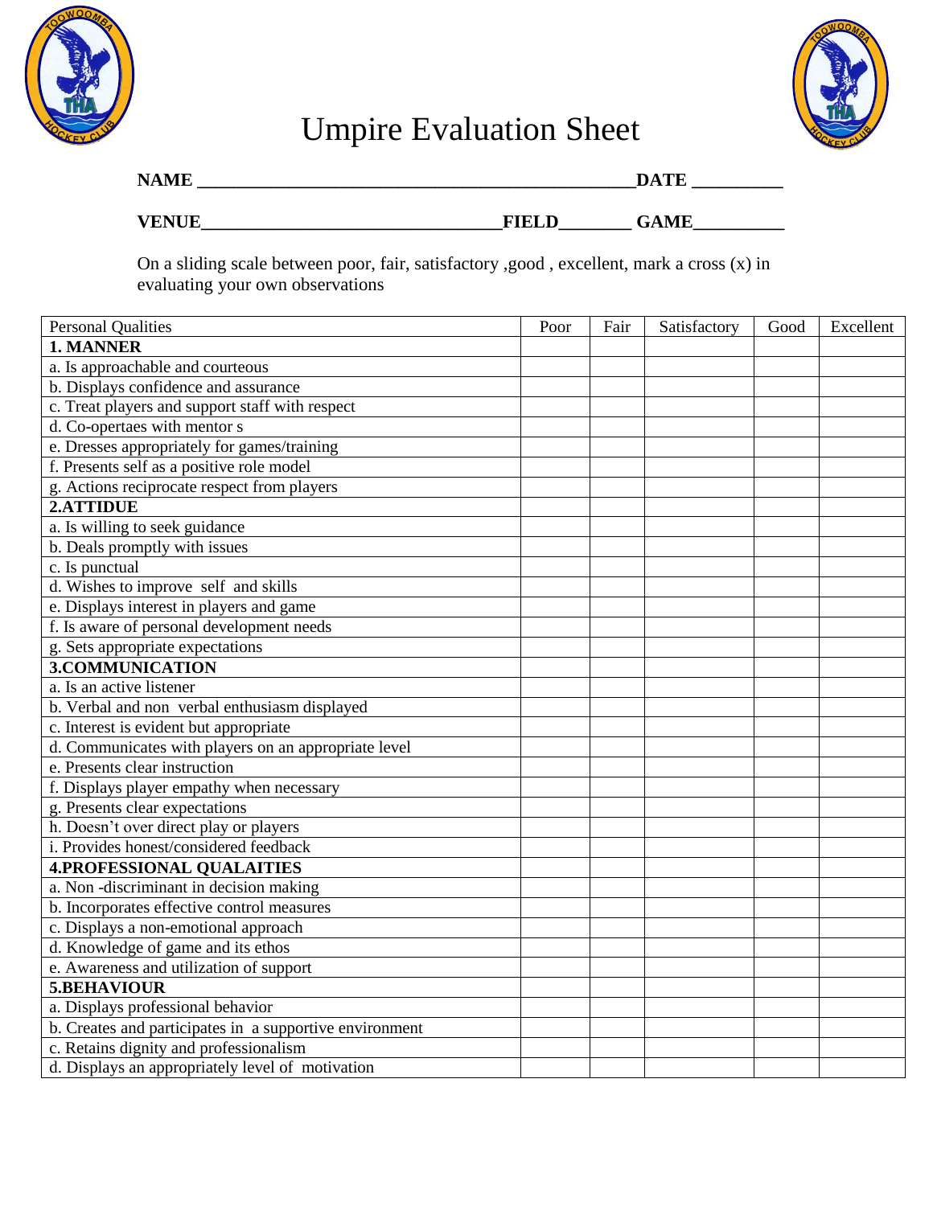# Umpire Evaluation Sheet

**NAME** ______________________________________________ **DATE** _________

**VENUE**________________________________ **FIELD**_______ **GAME**_________

On a sliding scale between poor, fair, satisfactory ,good , excellent, mark a cross (x) in evaluating your own observations

| Personal Qualities | Poor | Fair | Satisfactory | Good | Excellent |
|---|---|---|---|---|---|
| **1. MANNER** | | | | | |
| a. Is approachable and courteous | | | | | |
| b. Displays confidence and assurance | | | | | |
| c. Treat players and support staff with respect | | | | | |
| d. Co-opertaes with mentor s | | | | | |
| e. Dresses appropriately for games/training | | | | | |
| f. Presents self as a positive role model | | | | | |
| g. Actions reciprocate respect from players | | | | | |
| **2.ATTIDUE** | | | | | |
| a. Is willing to seek guidance | | | | | |
| b. Deals promptly with issues | | | | | |
| c. Is punctual | | | | | |
| d. Wishes to improve self and skills | | | | | |
| e. Displays interest in players and game | | | | | |
| f. Is aware of personal development needs | | | | | |
| g. Sets appropriate expectations | | | | | |
| **3.COMMUNICATION** | | | | | |
| a. Is an active listener | | | | | |
| b. Verbal and non verbal enthusiasm displayed | | | | | |
| c. Interest is evident but appropriate | | | | | |
| d. Communicates with players on an appropriate level | | | | | |
| e. Presents clear instruction | | | | | |
| f. Displays player empathy when necessary | | | | | |
| g. Presents clear expectations | | | | | |
| h. Doesn't over direct play or players | | | | | |
| i. Provides honest/considered feedback | | | | | |
| **4.PROFESSIONAL QUALAITIES** | | | | | |
| a. Non -discriminant in decision making | | | | | |
| b. Incorporates effective control measures | | | | | |
| c. Displays a non-emotional approach | | | | | |
| d. Knowledge of game and its ethos | | | | | |
| e. Awareness and utilization of support | | | | | |
| **5.BEHAVIOUR** | | | | | |
| a. Displays professional behavior | | | | | |
| b. Creates and participates in a supportive environment | | | | | |
| c. Retains dignity and professionalism | | | | | |
| d. Displays an appropriately level of motivation | | | | | |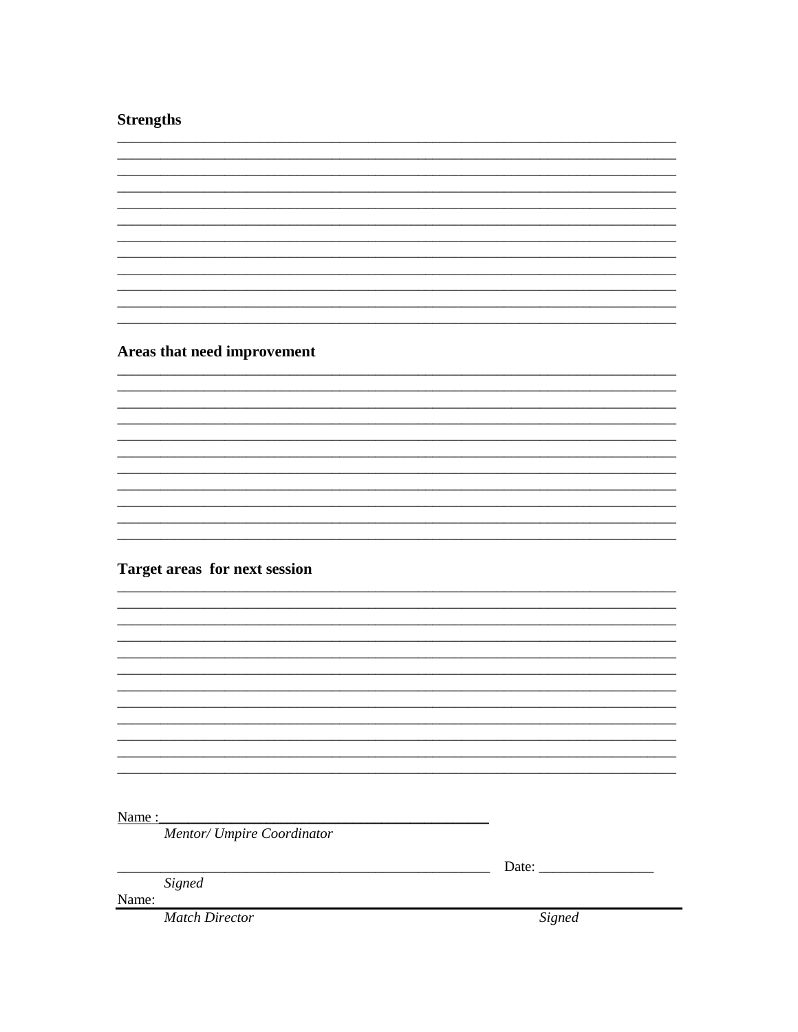**Strengths**

_______________________________________________________________________________
_______________________________________________________________________________
_______________________________________________________________________________
_______________________________________________________________________________
_______________________________________________________________________________
_______________________________________________________________________________
_______________________________________________________________________________
_______________________________________________________________________________
_______________________________________________________________________________
_______________________________________________________________________________
_______________________________________________________________________________
_______________________________________________________________________________

**Areas that need improvement**

_______________________________________________________________________________
_______________________________________________________________________________
_______________________________________________________________________________
_______________________________________________________________________________
_______________________________________________________________________________
_______________________________________________________________________________
_______________________________________________________________________________
_______________________________________________________________________________
_______________________________________________________________________________
_______________________________________________________________________________
_______________________________________________________________________________

**Target areas for next session**

_______________________________________________________________________________
_______________________________________________________________________________
_______________________________________________________________________________
_______________________________________________________________________________
_______________________________________________________________________________
_______________________________________________________________________________
_______________________________________________________________________________
_______________________________________________________________________________
_______________________________________________________________________________
_______________________________________________________________________________
_______________________________________________________________________________
_______________________________________________________________________________

Name :_______________________________________________

*Mentor/ Umpire Coordinator*

_____________________________________________________ Date: ________________

*Signed*

Name: ______________________________________________________________________

*Match Director* *Signed*